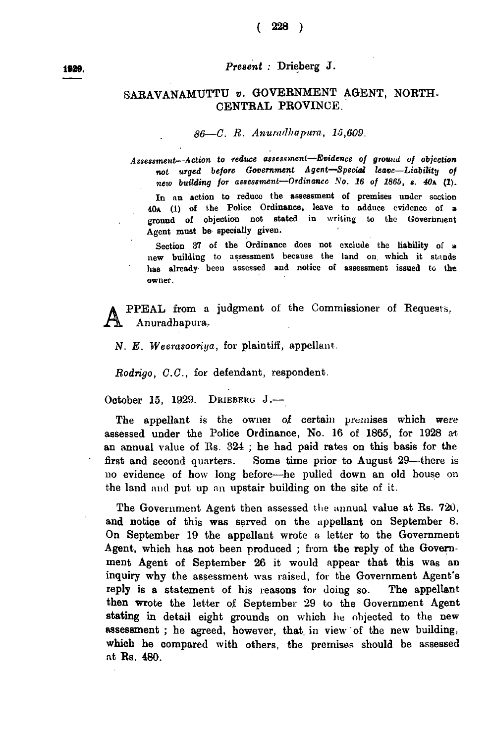1929.

*Present* : Drieberg J.

## SARAVANAMUTTU *v.* GOVERNMENT AGENT, NORTH-CENTRAL PROVINCE.

*86—C. R. Anuradhapura, 15,609.*

*Assessment—Action to reduce assessment—Evidence of ground of objection not urged before Government Agent—Special leave—Liability of new building for assessment—Ordinance No. 16 of 1865, s. 40A (1).*

In an action to reduce the assessment of premises under section 40A (1) of the Police Ordinance, leave to adduce evidence of a ground of objection not stated in writing to the Government Agent must be specially given.

Section 37 of the Ordinance does not exclude the liability of a new building to assessment because the land on which it stands has already been assessed and notice of assessment issued to the owner.

APPEAL from a judgment of the Commissioner of Requests, Anuradhapura.

*N. E. Weerasooriya*, for plaintiff, appellant.

*Rodrigo, C.C.*, for defendant, respondent.

October 15, 1929. DRIEBERG J.—

The appellant is the owner of certain premises which were assessed under the Police Ordinance, No. 16 of 1865, for 1928 at an annual value of Rs. 324 ; he had paid rates on this basis for the first and second quarters. Some time prior to August 29—there is no evidence of how long before—he pulled down an old house on the land and put up an upstair building on the site of it.

The Government Agent then assessed the annual value at Rs. 720, and notice of this was served on the appellant on September 8. On September 19 the appellant wrote a letter to the Government Agent, which has not been produced ; from the reply of the Government Agent of September 26 it would appear that this was an inquiry why the assessment was raised, for the Government Agent's reply is a statement of his reasons for doing so. The appellant then wrote the letter of September 29 to the Government Agent stating in detail eight grounds on which he objected to the new assessment ; he agreed, however, that in view of the new building, which he compared with others, the premises should be assessed at Rs. 480.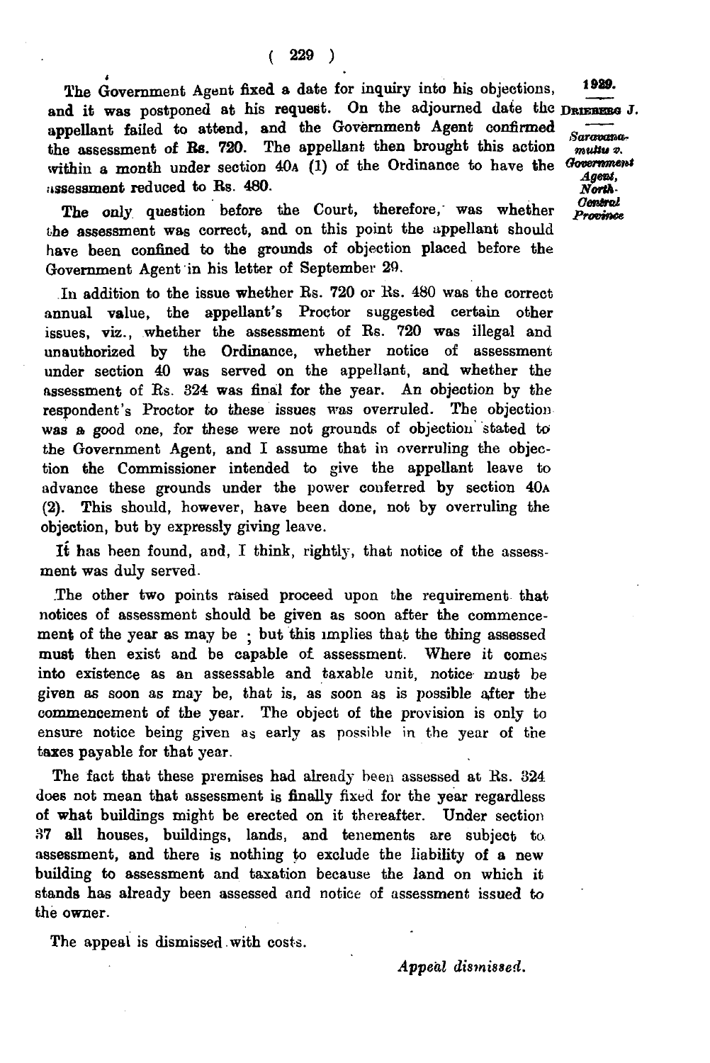The Government Agent fixed a date for inquiry into his objections, and it was postponed at his request. On the adjourned date the appellant failed to attend, and the Government Agent confirmed the assessment of Rs. 720. The appellant then brought this action within a month under section 40A (1) of the Ordinance to have the assessment reduced to Rs. 480.

The only question before the Court, therefore, was whether the assessment was correct, and on this point the appellant should have been confined to the grounds of objection placed before the Government Agent in his letter of September 29.

In addition to the issue whether Rs. 720 or Rs. 480 was the correct annual value, the appellant's Proctor suggested certain other issues, viz., whether the assessment of Rs. 720 was illegal and unauthorized by the Ordinance, whether notice of assessment under section 40 was served on the appellant, and whether the assessment of Rs. 324 was final for the year. An objection by the respondent's Proctor to these issues was overruled. The objection was a good one, for these were not grounds of objection stated to the Government Agent, and I assume that in overruling the objection the Commissioner intended to give the appellant leave to advance these grounds under the power conferred by section 40A (2). This should, however, have been done, not by overruling the objection, but by expressly giving leave.

It has been found, and, I think, rightly, that notice of the assessment was duly served.

The other two points raised proceed upon the requirement that notices of assessment should be given as soon after the commencement of the year as may be ; but this implies that the thing assessed must then exist and be capable of assessment. Where it comes into existence as an assessable and taxable unit, notice must be given as soon as may be, that is, as soon as is possible after the commencement of the year. The object of the provision is only to ensure notice being given as early as possible in the year of the taxes payable for that year.

The fact that these premises had already been assessed at Rs. 324 does not mean that assessment is finally fixed for the year regardless of what buildings might be erected on it thereafter. Under section 37 all houses, buildings, lands, and tenements are subject to assessment, and there is nothing to exclude the liability of a new building to assessment and taxation because the land on which it stands has already been assessed and notice of assessment issued to the owner.

The appeal is dismissed with costs.

*Appeal dismissed.*